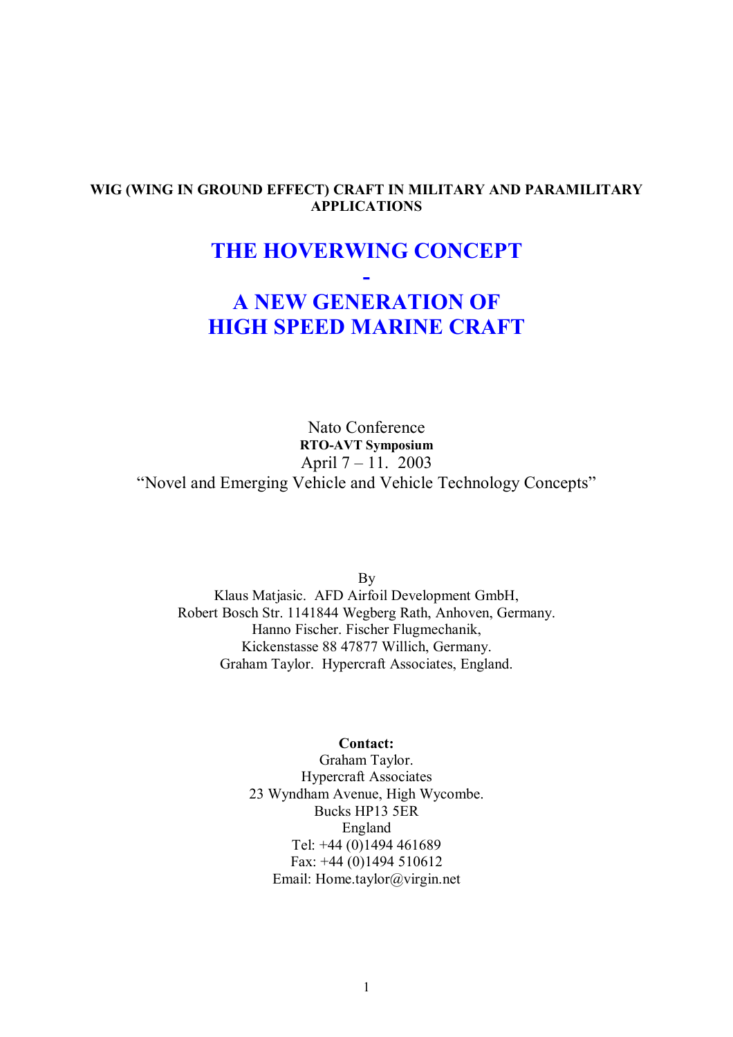**WIG (WING IN GROUND EFFECT) CRAFT IN MILITARY AND PARAMILITARY APPLICATIONS**

# THE HOVERWING CONCEPT - A NEW GENERATION OF HIGH SPEED MARINE CRAFT

Nato Conference

**RTO-AVT Symposium**

April 7 – 11. 2003

"Novel and Emerging Vehicle and Vehicle Technology Concepts"

By

Klaus Matjasic. AFD Airfoil Development GmbH,
Robert Bosch Str. 1141844 Wegberg Rath, Anhoven, Germany.
Hanno Fischer. Fischer Flugmechanik,
Kickenstasse 88 47877 Willich, Germany.
Graham Taylor. Hypercraft Associates, England.

**Contact:**
Graham Taylor.
Hypercraft Associates
23 Wyndham Avenue, High Wycombe.
Bucks HP13 5ER
England
Tel: +44 (0)1494 461689
Fax: +44 (0)1494 510612
Email: Home.taylor@virgin.net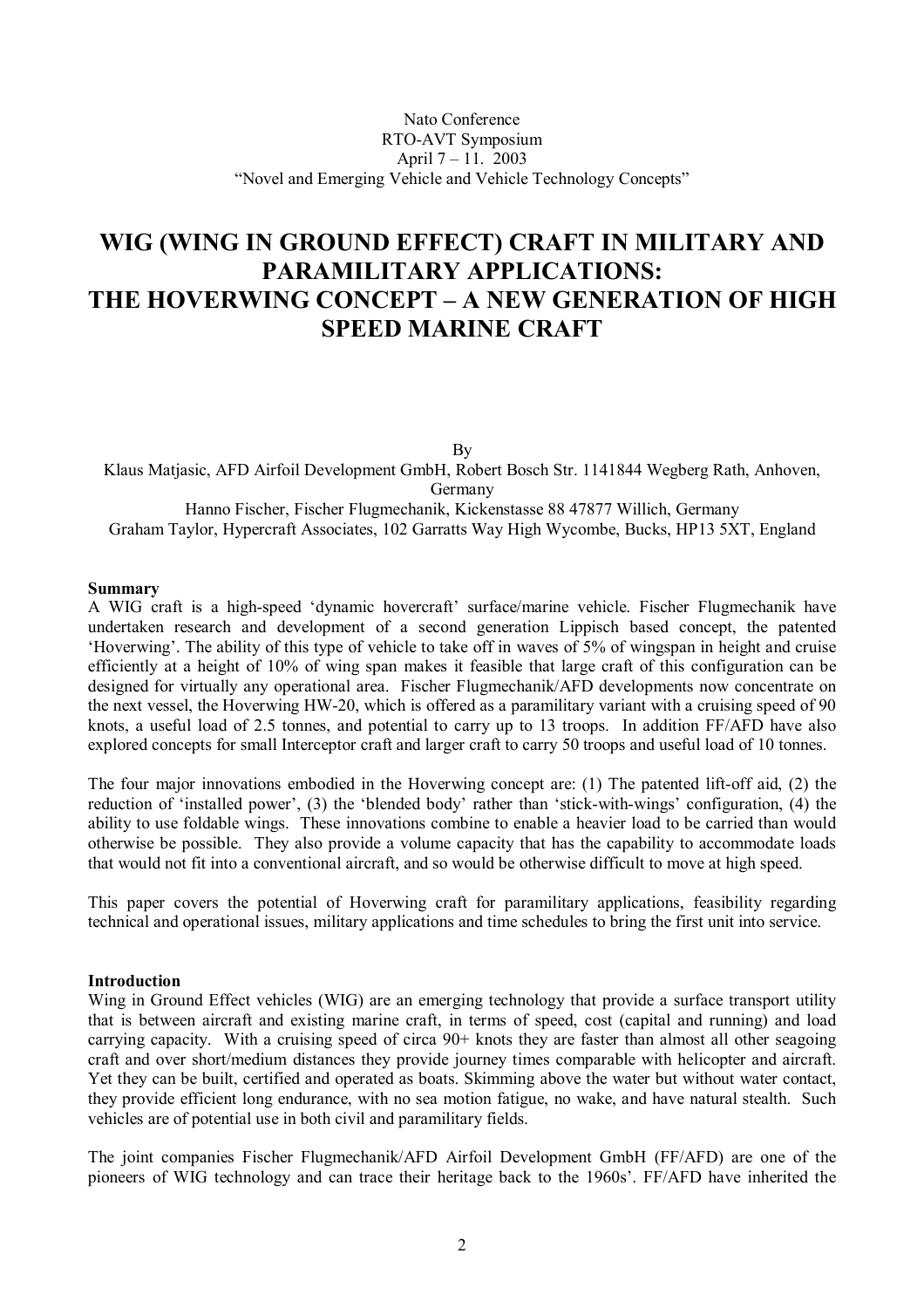Nato Conference
RTO-AVT Symposium
April 7 – 11. 2003
"Novel and Emerging Vehicle and Vehicle Technology Concepts"

# WIG (WING IN GROUND EFFECT) CRAFT IN MILITARY AND PARAMILITARY APPLICATIONS: THE HOVERWING CONCEPT – A NEW GENERATION OF HIGH SPEED MARINE CRAFT

By

Klaus Matjasic, AFD Airfoil Development GmbH, Robert Bosch Str. 1141844 Wegberg Rath, Anhoven, Germany

Hanno Fischer, Fischer Flugmechanik, Kickenstasse 88 47877 Willich, Germany

Graham Taylor, Hypercraft Associates, 102 Garratts Way High Wycombe, Bucks, HP13 5XT, England

**Summary**

A WIG craft is a high-speed 'dynamic hovercraft' surface/marine vehicle. Fischer Flugmechanik have undertaken research and development of a second generation Lippisch based concept, the patented 'Hoverwing'. The ability of this type of vehicle to take off in waves of 5% of wingspan in height and cruise efficiently at a height of 10% of wing span makes it feasible that large craft of this configuration can be designed for virtually any operational area. Fischer Flugmechanik/AFD developments now concentrate on the next vessel, the Hoverwing HW-20, which is offered as a paramilitary variant with a cruising speed of 90 knots, a useful load of 2.5 tonnes, and potential to carry up to 13 troops. In addition FF/AFD have also explored concepts for small Interceptor craft and larger craft to carry 50 troops and useful load of 10 tonnes.

The four major innovations embodied in the Hoverwing concept are: (1) The patented lift-off aid, (2) the reduction of 'installed power', (3) the 'blended body' rather than 'stick-with-wings' configuration, (4) the ability to use foldable wings. These innovations combine to enable a heavier load to be carried than would otherwise be possible. They also provide a volume capacity that has the capability to accommodate loads that would not fit into a conventional aircraft, and so would be otherwise difficult to move at high speed.

This paper covers the potential of Hoverwing craft for paramilitary applications, feasibility regarding technical and operational issues, military applications and time schedules to bring the first unit into service.

**Introduction**

Wing in Ground Effect vehicles (WIG) are an emerging technology that provide a surface transport utility that is between aircraft and existing marine craft, in terms of speed, cost (capital and running) and load carrying capacity. With a cruising speed of circa 90+ knots they are faster than almost all other seagoing craft and over short/medium distances they provide journey times comparable with helicopter and aircraft. Yet they can be built, certified and operated as boats. Skimming above the water but without water contact, they provide efficient long endurance, with no sea motion fatigue, no wake, and have natural stealth. Such vehicles are of potential use in both civil and paramilitary fields.

The joint companies Fischer Flugmechanik/AFD Airfoil Development GmbH (FF/AFD) are one of the pioneers of WIG technology and can trace their heritage back to the 1960s'. FF/AFD have inherited the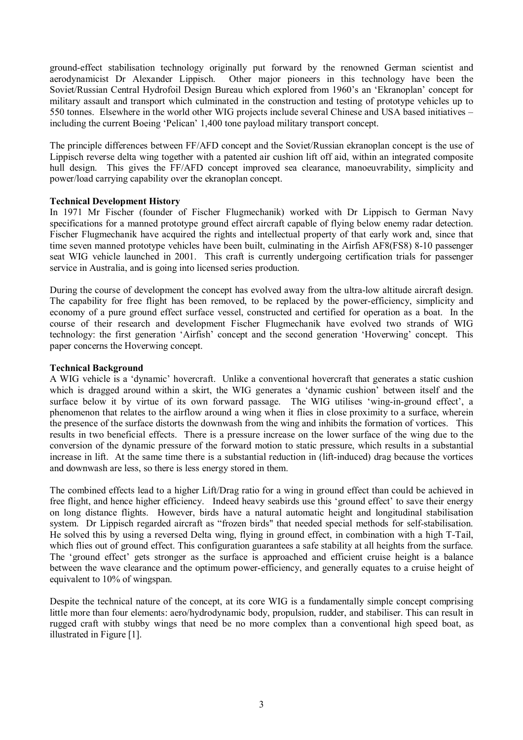ground-effect stabilisation technology originally put forward by the renowned German scientist and aerodynamicist Dr Alexander Lippisch. Other major pioneers in this technology have been the Soviet/Russian Central Hydrofoil Design Bureau which explored from 1960's an 'Ekranoplan' concept for military assault and transport which culminated in the construction and testing of prototype vehicles up to 550 tonnes. Elsewhere in the world other WIG projects include several Chinese and USA based initiatives – including the current Boeing 'Pelican' 1,400 tone payload military transport concept.

The principle differences between FF/AFD concept and the Soviet/Russian ekranoplan concept is the use of Lippisch reverse delta wing together with a patented air cushion lift off aid, within an integrated composite hull design. This gives the FF/AFD concept improved sea clearance, manoeuvrability, simplicity and power/load carrying capability over the ekranoplan concept.

**Technical Development History**

In 1971 Mr Fischer (founder of Fischer Flugmechanik) worked with Dr Lippisch to German Navy specifications for a manned prototype ground effect aircraft capable of flying below enemy radar detection. Fischer Flugmechanik have acquired the rights and intellectual property of that early work and, since that time seven manned prototype vehicles have been built, culminating in the Airfish AF8(FS8) 8-10 passenger seat WIG vehicle launched in 2001. This craft is currently undergoing certification trials for passenger service in Australia, and is going into licensed series production.

During the course of development the concept has evolved away from the ultra-low altitude aircraft design. The capability for free flight has been removed, to be replaced by the power-efficiency, simplicity and economy of a pure ground effect surface vessel, constructed and certified for operation as a boat. In the course of their research and development Fischer Flugmechanik have evolved two strands of WIG technology: the first generation 'Airfish' concept and the second generation 'Hoverwing' concept. This paper concerns the Hoverwing concept.

**Technical Background**

A WIG vehicle is a 'dynamic' hovercraft. Unlike a conventional hovercraft that generates a static cushion which is dragged around within a skirt, the WIG generates a 'dynamic cushion' between itself and the surface below it by virtue of its own forward passage. The WIG utilises 'wing-in-ground effect', a phenomenon that relates to the airflow around a wing when it flies in close proximity to a surface, wherein the presence of the surface distorts the downwash from the wing and inhibits the formation of vortices. This results in two beneficial effects. There is a pressure increase on the lower surface of the wing due to the conversion of the dynamic pressure of the forward motion to static pressure, which results in a substantial increase in lift. At the same time there is a substantial reduction in (lift-induced) drag because the vortices and downwash are less, so there is less energy stored in them.

The combined effects lead to a higher Lift/Drag ratio for a wing in ground effect than could be achieved in free flight, and hence higher efficiency. Indeed heavy seabirds use this 'ground effect' to save their energy on long distance flights. However, birds have a natural automatic height and longitudinal stabilisation system. Dr Lippisch regarded aircraft as "frozen birds" that needed special methods for self-stabilisation. He solved this by using a reversed Delta wing, flying in ground effect, in combination with a high T-Tail, which flies out of ground effect. This configuration guarantees a safe stability at all heights from the surface. The 'ground effect' gets stronger as the surface is approached and efficient cruise height is a balance between the wave clearance and the optimum power-efficiency, and generally equates to a cruise height of equivalent to 10% of wingspan.

Despite the technical nature of the concept, at its core WIG is a fundamentally simple concept comprising little more than four elements: aero/hydrodynamic body, propulsion, rudder, and stabiliser. This can result in rugged craft with stubby wings that need be no more complex than a conventional high speed boat, as illustrated in Figure [1].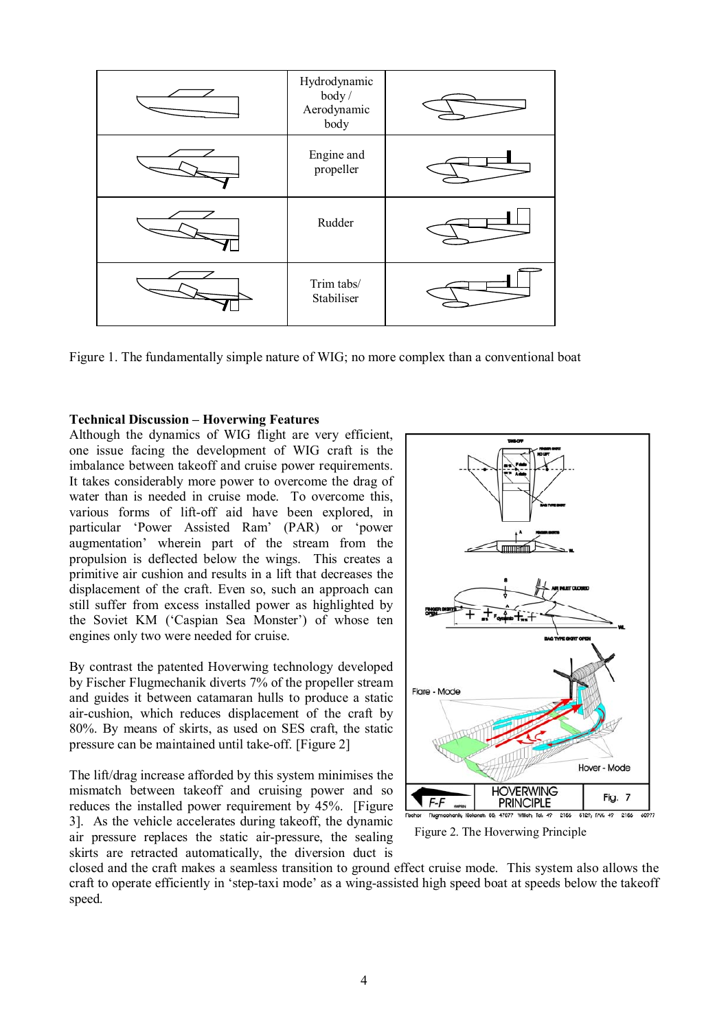| | Hydrodynamic body / Aerodynamic body | |
|---|---|---|
| | Engine and propeller | |
| | Rudder | |
| | Trim tabs/ Stabiliser | |

Figure 1. The fundamentally simple nature of WIG; no more complex than a conventional boat

**Technical Discussion – Hoverwing Features**

Although the dynamics of WIG flight are very efficient, one issue facing the development of WIG craft is the imbalance between takeoff and cruise power requirements. It takes considerably more power to overcome the drag of water than is needed in cruise mode. To overcome this, various forms of lift-off aid have been explored, in particular 'Power Assisted Ram' (PAR) or 'power augmentation' wherein part of the stream from the propulsion is deflected below the wings. This creates a primitive air cushion and results in a lift that decreases the displacement of the craft. Even so, such an approach can still suffer from excess installed power as highlighted by the Soviet KM ('Caspian Sea Monster') of whose ten engines only two were needed for cruise.

By contrast the patented Hoverwing technology developed by Fischer Flugmechanik diverts 7% of the propeller stream and guides it between catamaran hulls to produce a static air-cushion, which reduces displacement of the craft by 80%. By means of skirts, as used on SES craft, the static pressure can be maintained until take-off. [Figure 2]

The lift/drag increase afforded by this system minimises the mismatch between takeoff and cruising power and so reduces the installed power requirement by 45%. [Figure 3]. As the vehicle accelerates during takeoff, the dynamic air pressure replaces the static air-pressure, the sealing skirts are retracted automatically, the diversion duct is closed and the craft makes a seamless transition to ground effect cruise mode. This system also allows the craft to operate efficiently in 'step-taxi mode' as a wing-assisted high speed boat at speeds below the takeoff speed.

Figure 2. The Hoverwing Principle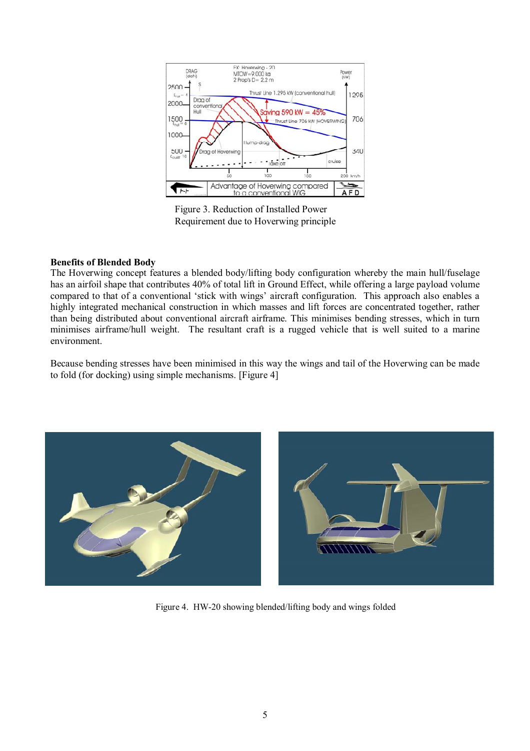Figure 3. Reduction of Installed Power Requirement due to Hoverwing principle

**Benefits of Blended Body**

The Hoverwing concept features a blended body/lifting body configuration whereby the main hull/fuselage has an airfoil shape that contributes 40% of total lift in Ground Effect, while offering a large payload volume compared to that of a conventional 'stick with wings' aircraft configuration. This approach also enables a highly integrated mechanical construction in which masses and lift forces are concentrated together, rather than being distributed about conventional aircraft airframe. This minimises bending stresses, which in turn minimises airframe/hull weight. The resultant craft is a rugged vehicle that is well suited to a marine environment.

Because bending stresses have been minimised in this way the wings and tail of the Hoverwing can be made to fold (for docking) using simple mechanisms. [Figure 4]

Figure 4. HW-20 showing blended/lifting body and wings folded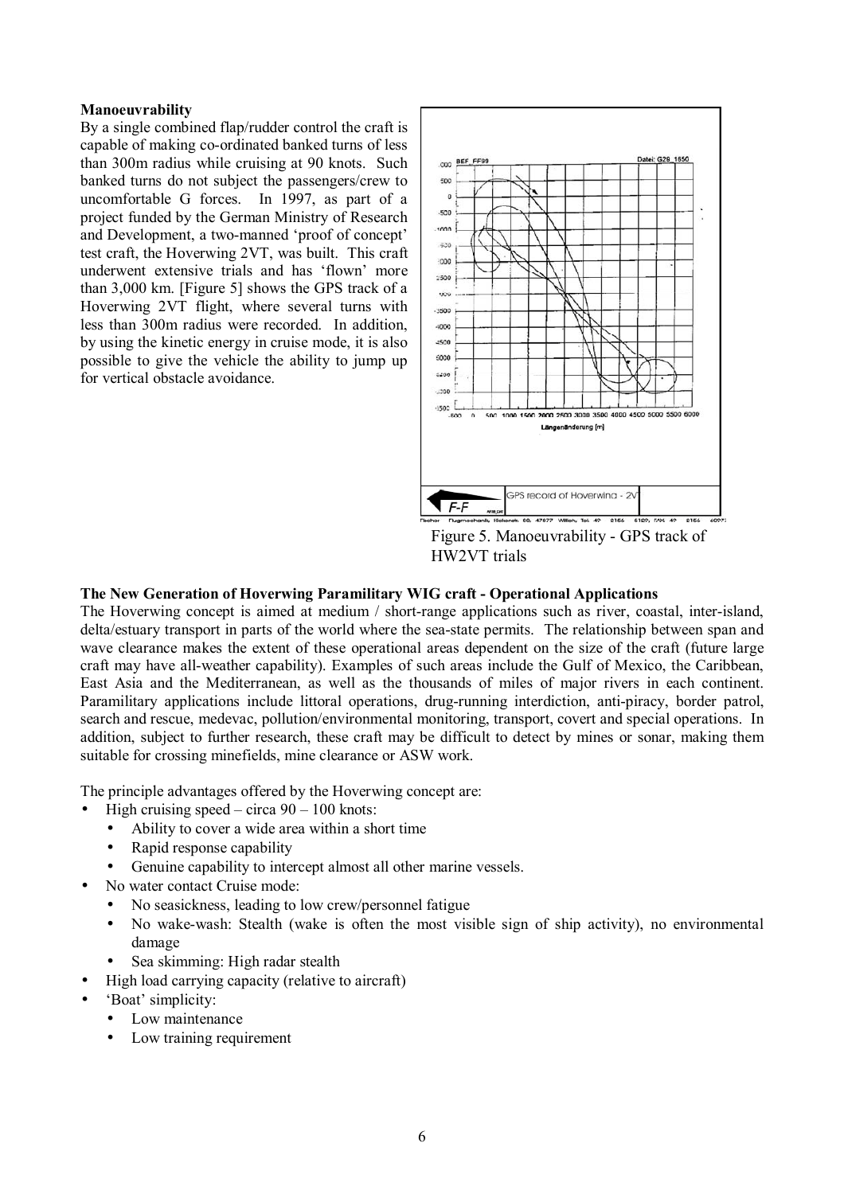**Manoeuvrability**

By a single combined flap/rudder control the craft is capable of making co-ordinated banked turns of less than 300m radius while cruising at 90 knots. Such banked turns do not subject the passengers/crew to uncomfortable G forces. In 1997, as part of a project funded by the German Ministry of Research and Development, a two-manned 'proof of concept' test craft, the Hoverwing 2VT, was built. This craft underwent extensive trials and has 'flown' more than 3,000 km. [Figure 5] shows the GPS track of a Hoverwing 2VT flight, where several turns with less than 300m radius were recorded. In addition, by using the kinetic energy in cruise mode, it is also possible to give the vehicle the ability to jump up for vertical obstacle avoidance.

Figure 5. Manoeuvrability - GPS track of HW2VT trials

**The New Generation of Hoverwing Paramilitary WIG craft - Operational Applications**

The Hoverwing concept is aimed at medium / short-range applications such as river, coastal, inter-island, delta/estuary transport in parts of the world where the sea-state permits. The relationship between span and wave clearance makes the extent of these operational areas dependent on the size of the craft (future large craft may have all-weather capability). Examples of such areas include the Gulf of Mexico, the Caribbean, East Asia and the Mediterranean, as well as the thousands of miles of major rivers in each continent. Paramilitary applications include littoral operations, drug-running interdiction, anti-piracy, border patrol, search and rescue, medevac, pollution/environmental monitoring, transport, covert and special operations. In addition, subject to further research, these craft may be difficult to detect by mines or sonar, making them suitable for crossing minefields, mine clearance or ASW work.

The principle advantages offered by the Hoverwing concept are:

- High cruising speed – circa 90 – 100 knots:
  - Ability to cover a wide area within a short time
  - Rapid response capability
  - Genuine capability to intercept almost all other marine vessels.
- No water contact Cruise mode:
  - No seasickness, leading to low crew/personnel fatigue
  - No wake-wash: Stealth (wake is often the most visible sign of ship activity), no environmental damage
  - Sea skimming: High radar stealth
- High load carrying capacity (relative to aircraft)
- 'Boat' simplicity:
  - Low maintenance
  - Low training requirement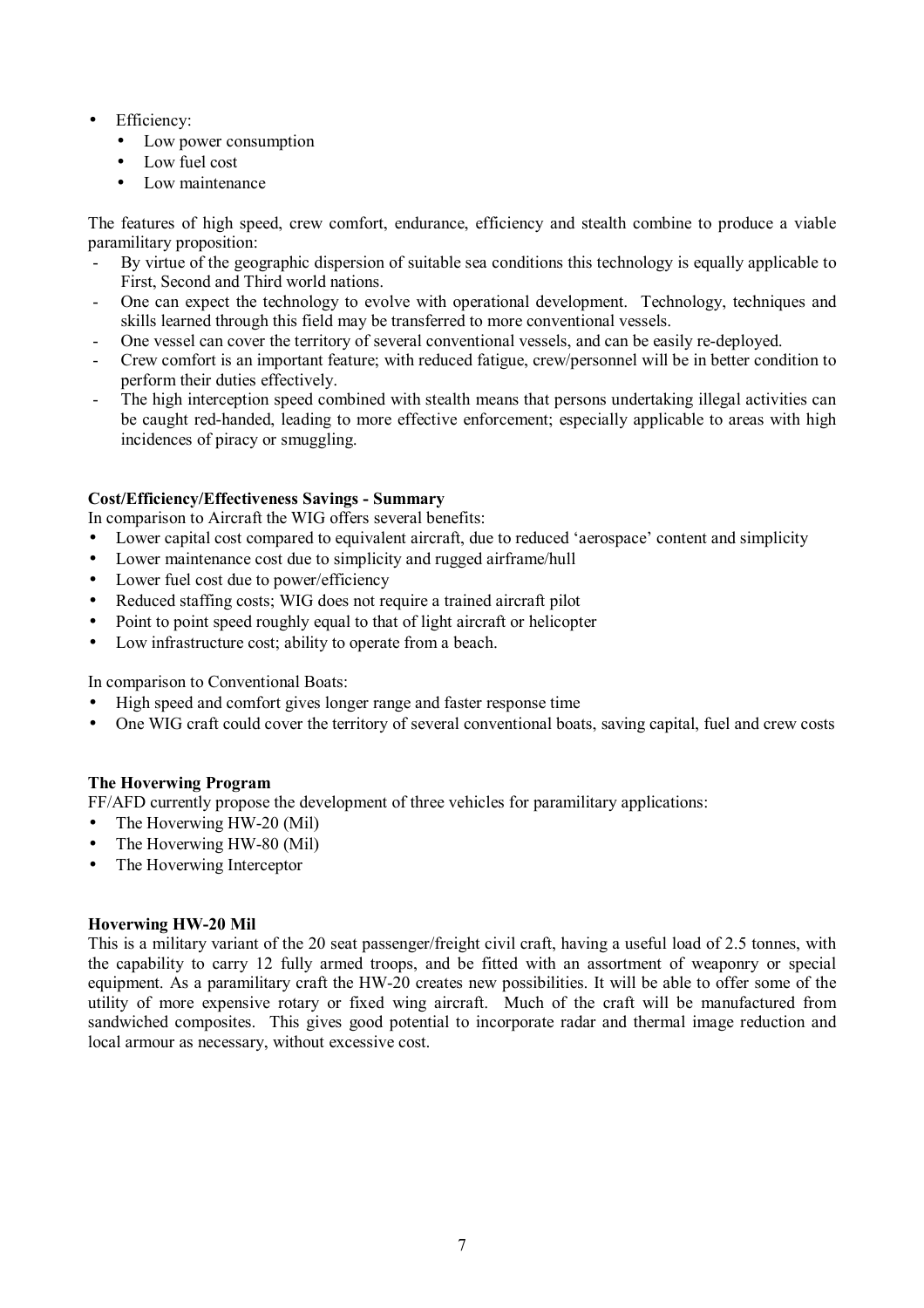- Efficiency:
  - Low power consumption
  - Low fuel cost
  - Low maintenance

The features of high speed, crew comfort, endurance, efficiency and stealth combine to produce a viable paramilitary proposition:

- By virtue of the geographic dispersion of suitable sea conditions this technology is equally applicable to First, Second and Third world nations.
- One can expect the technology to evolve with operational development. Technology, techniques and skills learned through this field may be transferred to more conventional vessels.
- One vessel can cover the territory of several conventional vessels, and can be easily re-deployed.
- Crew comfort is an important feature; with reduced fatigue, crew/personnel will be in better condition to perform their duties effectively.
- The high interception speed combined with stealth means that persons undertaking illegal activities can be caught red-handed, leading to more effective enforcement; especially applicable to areas with high incidences of piracy or smuggling.

**Cost/Efficiency/Effectiveness Savings - Summary**

In comparison to Aircraft the WIG offers several benefits:

- Lower capital cost compared to equivalent aircraft, due to reduced 'aerospace' content and simplicity
- Lower maintenance cost due to simplicity and rugged airframe/hull
- Lower fuel cost due to power/efficiency
- Reduced staffing costs; WIG does not require a trained aircraft pilot
- Point to point speed roughly equal to that of light aircraft or helicopter
- Low infrastructure cost; ability to operate from a beach.

In comparison to Conventional Boats:

- High speed and comfort gives longer range and faster response time
- One WIG craft could cover the territory of several conventional boats, saving capital, fuel and crew costs

**The Hoverwing Program**

FF/AFD currently propose the development of three vehicles for paramilitary applications:

- The Hoverwing HW-20 (Mil)
- The Hoverwing HW-80 (Mil)
- The Hoverwing Interceptor

**Hoverwing HW-20 Mil**

This is a military variant of the 20 seat passenger/freight civil craft, having a useful load of 2.5 tonnes, with the capability to carry 12 fully armed troops, and be fitted with an assortment of weaponry or special equipment. As a paramilitary craft the HW-20 creates new possibilities. It will be able to offer some of the utility of more expensive rotary or fixed wing aircraft. Much of the craft will be manufactured from sandwiched composites. This gives good potential to incorporate radar and thermal image reduction and local armour as necessary, without excessive cost.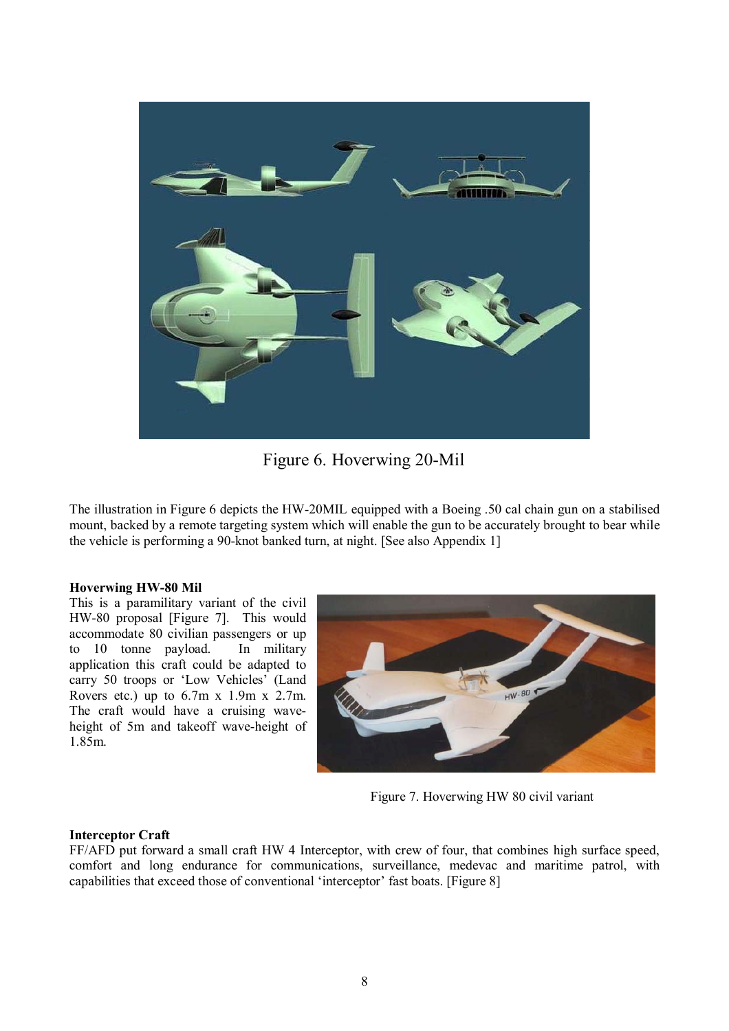Figure 6. Hoverwing 20-Mil

The illustration in Figure 6 depicts the HW-20MIL equipped with a Boeing .50 cal chain gun on a stabilised mount, backed by a remote targeting system which will enable the gun to be accurately brought to bear while the vehicle is performing a 90-knot banked turn, at night. [See also Appendix 1]

**Hoverwing HW-80 Mil**

This is a paramilitary variant of the civil HW-80 proposal [Figure 7]. This would accommodate 80 civilian passengers or up to 10 tonne payload. In military application this craft could be adapted to carry 50 troops or 'Low Vehicles' (Land Rovers etc.) up to 6.7m x 1.9m x 2.7m. The craft would have a cruising wave-height of 5m and takeoff wave-height of 1.85m.

Figure 7. Hoverwing HW 80 civil variant

**Interceptor Craft**

FF/AFD put forward a small craft HW 4 Interceptor, with crew of four, that combines high surface speed, comfort and long endurance for communications, surveillance, medevac and maritime patrol, with capabilities that exceed those of conventional 'interceptor' fast boats. [Figure 8]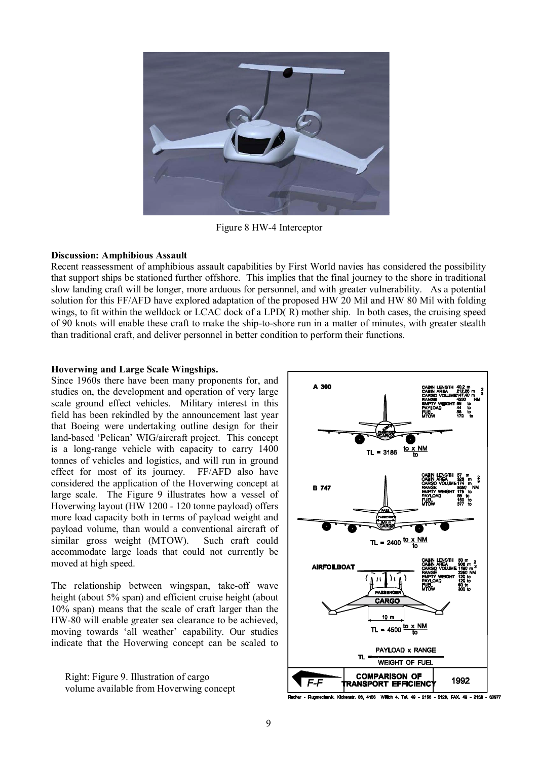Figure 8 HW-4 Interceptor

**Discussion: Amphibious Assault**
Recent reassessment of amphibious assault capabilities by First World navies has considered the possibility that support ships be stationed further offshore. This implies that the final journey to the shore in traditional slow landing craft will be longer, more arduous for personnel, and with greater vulnerability. As a potential solution for this FF/AFD have explored adaptation of the proposed HW 20 Mil and HW 80 Mil with folding wings, to fit within the welldock or LCAC dock of a LPD( R) mother ship. In both cases, the cruising speed of 90 knots will enable these craft to make the ship-to-shore run in a matter of minutes, with greater stealth than traditional craft, and deliver personnel in better condition to perform their functions.

**Hoverwing and Large Scale Wingships.**
Since 1960s there have been many proponents for, and studies on, the development and operation of very large scale ground effect vehicles. Military interest in this field has been rekindled by the announcement last year that Boeing were undertaking outline design for their land-based 'Pelican' WIG/aircraft project. This concept is a long-range vehicle with capacity to carry 1400 tonnes of vehicles and logistics, and will run in ground effect for most of its journey. FF/AFD also have considered the application of the Hoverwing concept at large scale. The Figure 9 illustrates how a vessel of Hoverwing layout (HW 1200 - 120 tonne payload) offers more load capacity both in terms of payload weight and payload volume, than would a conventional aircraft of similar gross weight (MTOW). Such craft could accommodate large loads that could not currently be moved at high speed.

The relationship between wingspan, take-off wave height (about 5% span) and efficient cruise height (about 10% span) means that the scale of craft larger than the HW-80 will enable greater sea clearance to be achieved, moving towards 'all weather' capability. Our studies indicate that the Hoverwing concept can be scaled to

Right: Figure 9. Illustration of cargo volume available from Hoverwing concept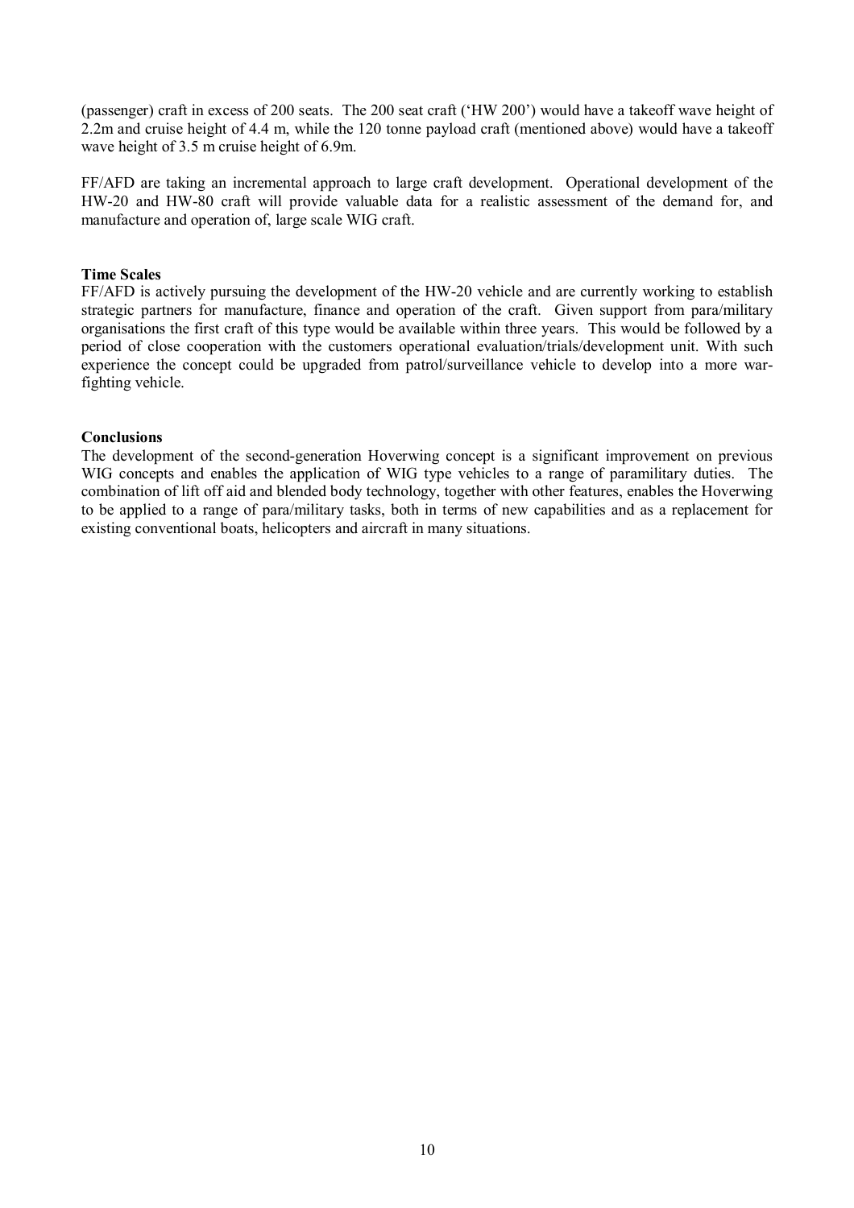(passenger) craft in excess of 200 seats. The 200 seat craft ('HW 200') would have a takeoff wave height of 2.2m and cruise height of 4.4 m, while the 120 tonne payload craft (mentioned above) would have a takeoff wave height of 3.5 m cruise height of 6.9m.

FF/AFD are taking an incremental approach to large craft development. Operational development of the HW-20 and HW-80 craft will provide valuable data for a realistic assessment of the demand for, and manufacture and operation of, large scale WIG craft.

**Time Scales**

FF/AFD is actively pursuing the development of the HW-20 vehicle and are currently working to establish strategic partners for manufacture, finance and operation of the craft. Given support from para/military organisations the first craft of this type would be available within three years. This would be followed by a period of close cooperation with the customers operational evaluation/trials/development unit. With such experience the concept could be upgraded from patrol/surveillance vehicle to develop into a more war-fighting vehicle.

**Conclusions**

The development of the second-generation Hoverwing concept is a significant improvement on previous WIG concepts and enables the application of WIG type vehicles to a range of paramilitary duties. The combination of lift off aid and blended body technology, together with other features, enables the Hoverwing to be applied to a range of para/military tasks, both in terms of new capabilities and as a replacement for existing conventional boats, helicopters and aircraft in many situations.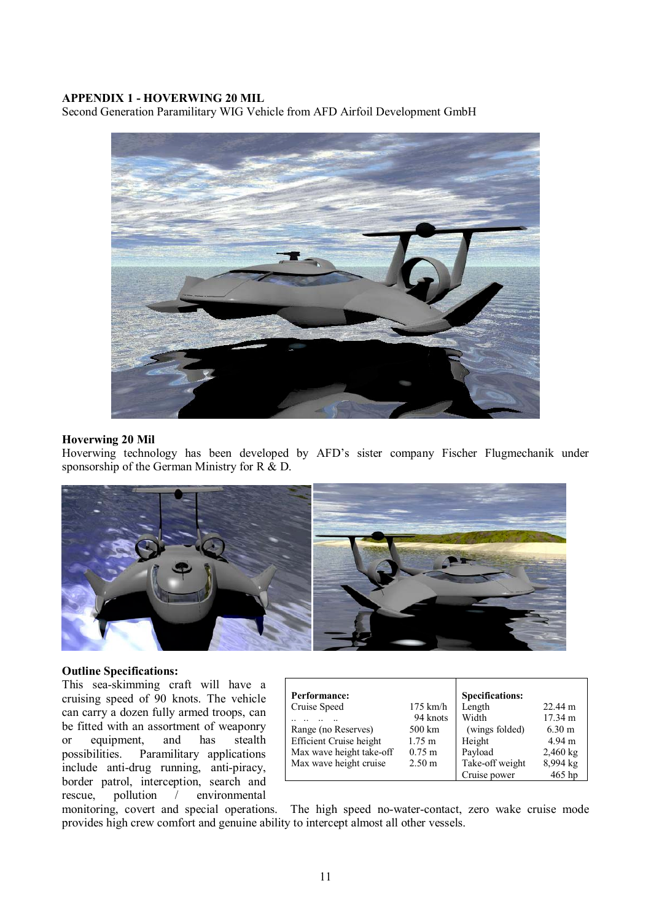**APPENDIX 1 - HOVERWING 20 MIL**

Second Generation Paramilitary WIG Vehicle from AFD Airfoil Development GmbH

**Hoverwing 20 Mil**

Hoverwing technology has been developed by AFD's sister company Fischer Flugmechanik under sponsorship of the German Ministry for R & D.

**Outline Specifications:**

This sea-skimming craft will have a cruising speed of 90 knots. The vehicle can carry a dozen fully armed troops, can be fitted with an assortment of weaponry or equipment, and has stealth possibilities. Paramilitary applications include anti-drug running, anti-piracy, border patrol, interception, search and rescue, pollution / environmental monitoring, covert and special operations. The high speed no-water-contact, zero wake cruise mode provides high crew comfort and genuine ability to intercept almost all other vessels.

| | | | |
|---|---|---|---|
| **Performance:** | | **Specifications:** | |
| Cruise Speed | 175 km/h | Length | 22.44 m |
| .. .. .. .. | 94 knots | Width | 17.34 m |
| Range (no Reserves) | 500 km | (wings folded) | 6.30 m |
| Efficient Cruise height | 1.75 m | Height | 4.94 m |
| Max wave height take-off | 0.75 m | Payload | 2,460 kg |
| Max wave height cruise | 2.50 m | Take-off weight | 8,994 kg |
| | | Cruise power | 465 hp |